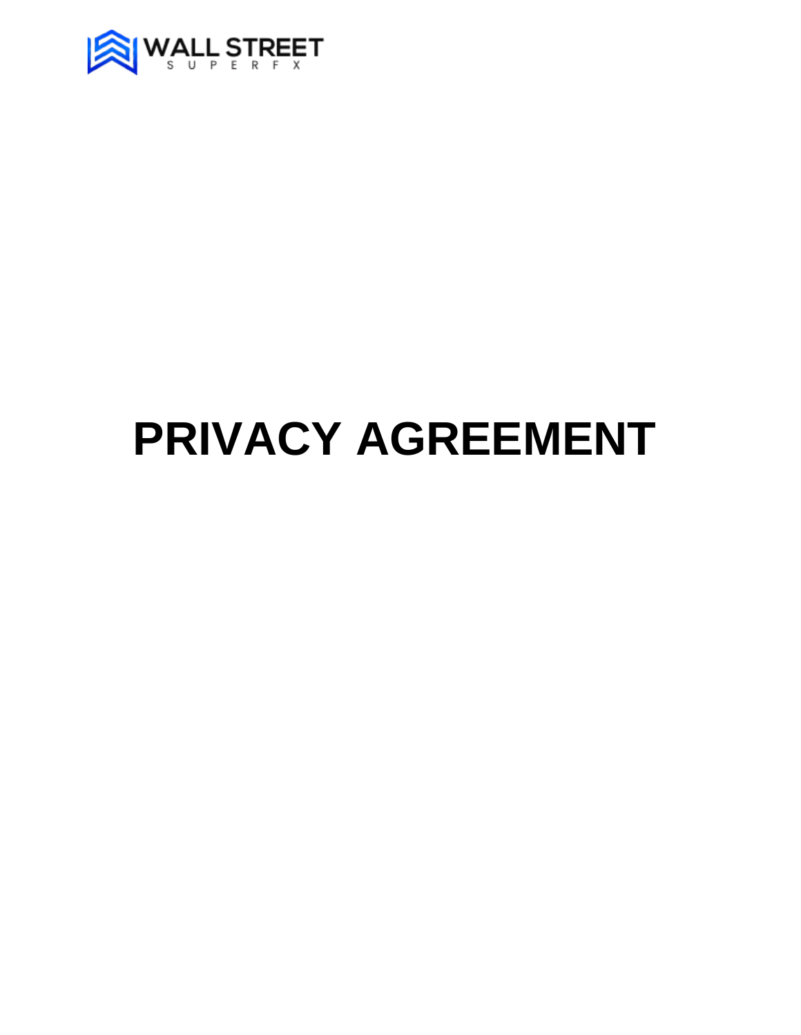WALL STREET
S U P E R F X

# PRIVACY AGREEMENT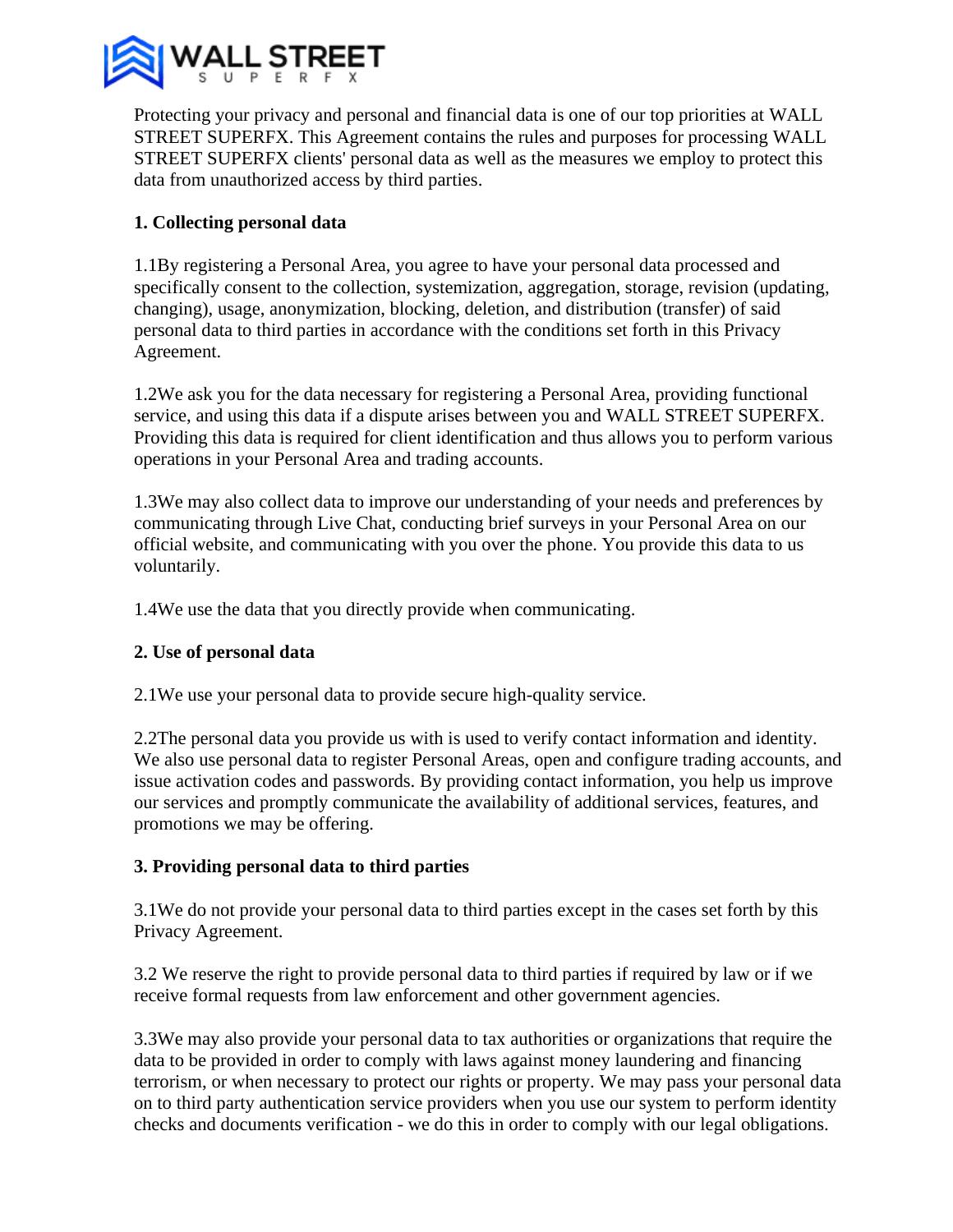Protecting your privacy and personal and financial data is one of our top priorities at WALL STREET SUPERFX. This Agreement contains the rules and purposes for processing WALL STREET SUPERFX clients' personal data as well as the measures we employ to protect this data from unauthorized access by third parties.

**1. Collecting personal data**

1.1By registering a Personal Area, you agree to have your personal data processed and specifically consent to the collection, systemization, aggregation, storage, revision (updating, changing), usage, anonymization, blocking, deletion, and distribution (transfer) of said personal data to third parties in accordance with the conditions set forth in this Privacy Agreement.

1.2We ask you for the data necessary for registering a Personal Area, providing functional service, and using this data if a dispute arises between you and WALL STREET SUPERFX. Providing this data is required for client identification and thus allows you to perform various operations in your Personal Area and trading accounts.

1.3We may also collect data to improve our understanding of your needs and preferences by communicating through Live Chat, conducting brief surveys in your Personal Area on our official website, and communicating with you over the phone. You provide this data to us voluntarily.

1.4We use the data that you directly provide when communicating.

**2. Use of personal data**

2.1We use your personal data to provide secure high-quality service.

2.2The personal data you provide us with is used to verify contact information and identity. We also use personal data to register Personal Areas, open and configure trading accounts, and issue activation codes and passwords. By providing contact information, you help us improve our services and promptly communicate the availability of additional services, features, and promotions we may be offering.

**3. Providing personal data to third parties**

3.1We do not provide your personal data to third parties except in the cases set forth by this Privacy Agreement.

3.2 We reserve the right to provide personal data to third parties if required by law or if we receive formal requests from law enforcement and other government agencies.

3.3We may also provide your personal data to tax authorities or organizations that require the data to be provided in order to comply with laws against money laundering and financing terrorism, or when necessary to protect our rights or property. We may pass your personal data on to third party authentication service providers when you use our system to perform identity checks and documents verification - we do this in order to comply with our legal obligations.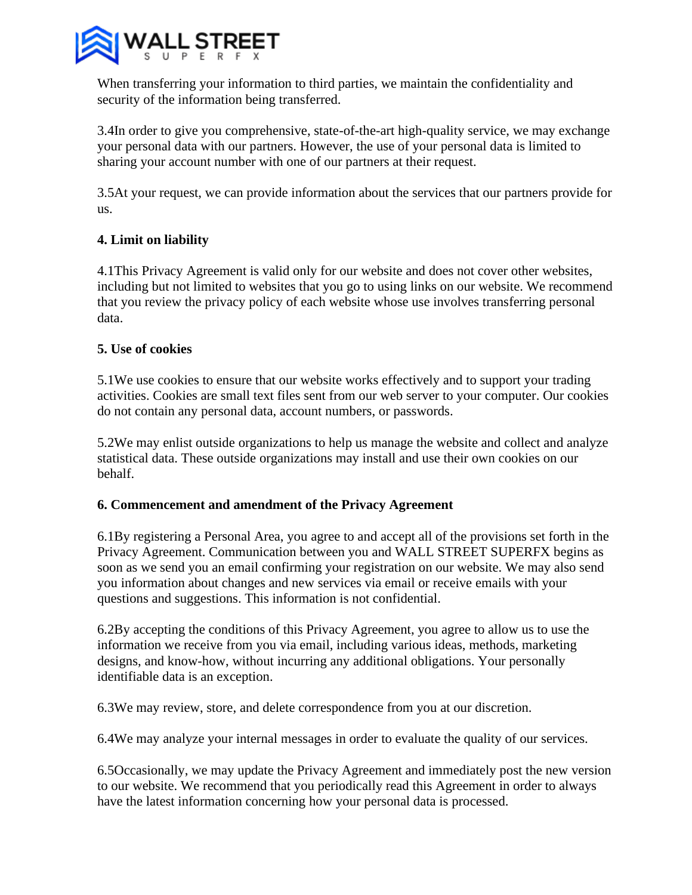When transferring your information to third parties, we maintain the confidentiality and security of the information being transferred.

3.4In order to give you comprehensive, state-of-the-art high-quality service, we may exchange your personal data with our partners. However, the use of your personal data is limited to sharing your account number with one of our partners at their request.

3.5At your request, we can provide information about the services that our partners provide for us.

**4. Limit on liability**

4.1This Privacy Agreement is valid only for our website and does not cover other websites, including but not limited to websites that you go to using links on our website. We recommend that you review the privacy policy of each website whose use involves transferring personal data.

**5. Use of cookies**

5.1We use cookies to ensure that our website works effectively and to support your trading activities. Cookies are small text files sent from our web server to your computer. Our cookies do not contain any personal data, account numbers, or passwords.

5.2We may enlist outside organizations to help us manage the website and collect and analyze statistical data. These outside organizations may install and use their own cookies on our behalf.

**6. Commencement and amendment of the Privacy Agreement**

6.1By registering a Personal Area, you agree to and accept all of the provisions set forth in the Privacy Agreement. Communication between you and WALL STREET SUPERFX begins as soon as we send you an email confirming your registration on our website. We may also send you information about changes and new services via email or receive emails with your questions and suggestions. This information is not confidential.

6.2By accepting the conditions of this Privacy Agreement, you agree to allow us to use the information we receive from you via email, including various ideas, methods, marketing designs, and know-how, without incurring any additional obligations. Your personally identifiable data is an exception.

6.3We may review, store, and delete correspondence from you at our discretion.

6.4We may analyze your internal messages in order to evaluate the quality of our services.

6.5Occasionally, we may update the Privacy Agreement and immediately post the new version to our website. We recommend that you periodically read this Agreement in order to always have the latest information concerning how your personal data is processed.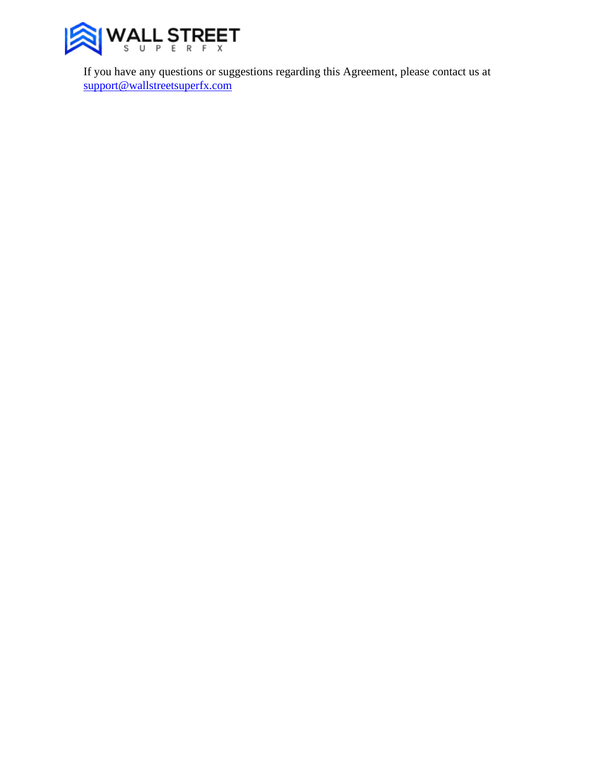If you have any questions or suggestions regarding this Agreement, please contact us at support@wallstreetsuperfx.com